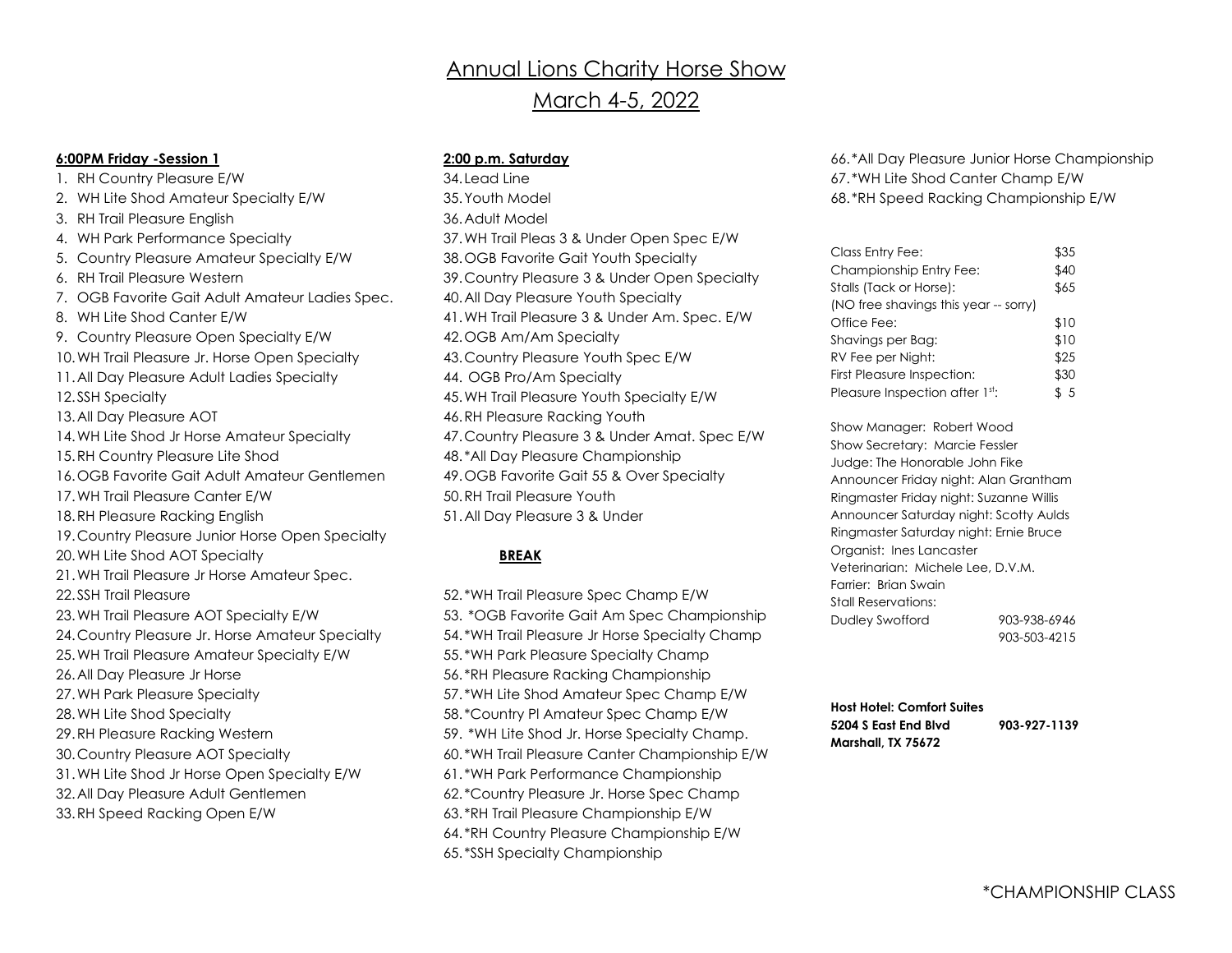# Annual Lions Charity Horse Show

## March 4-5, 2022

**6:00PM Friday -Session 1**

1. RH Country Pleasure E/W
2. WH Lite Shod Amateur Specialty E/W
3. RH Trail Pleasure English
4. WH Park Performance Specialty
5. Country Pleasure Amateur Specialty E/W
6. RH Trail Pleasure Western
7. OGB Favorite Gait Adult Amateur Ladies Spec.
8. WH Lite Shod Canter E/W
9. Country Pleasure Open Specialty E/W
10. WH Trail Pleasure Jr. Horse Open Specialty
11. All Day Pleasure Adult Ladies Specialty
12. SSH Specialty
13. All Day Pleasure AOT
14. WH Lite Shod Jr Horse Amateur Specialty
15. RH Country Pleasure Lite Shod
16. OGB Favorite Gait Adult Amateur Gentlemen
17. WH Trail Pleasure Canter E/W
18. RH Pleasure Racking English
19. Country Pleasure Junior Horse Open Specialty
20. WH Lite Shod AOT Specialty
21. WH Trail Pleasure Jr Horse Amateur Spec.
22. SSH Trail Pleasure
23. WH Trail Pleasure AOT Specialty E/W
24. Country Pleasure Jr. Horse Amateur Specialty
25. WH Trail Pleasure Amateur Specialty E/W
26. All Day Pleasure Jr Horse
27. WH Park Pleasure Specialty
28. WH Lite Shod Specialty
29. RH Pleasure Racking Western
30. Country Pleasure AOT Specialty
31. WH Lite Shod Jr Horse Open Specialty E/W
32. All Day Pleasure Adult Gentlemen
33. RH Speed Racking Open E/W

**2:00 p.m. Saturday**

34. Lead Line
35. Youth Model
36. Adult Model
37. WH Trail Pleas 3 & Under Open Spec E/W
38. OGB Favorite Gait Youth Specialty
39. Country Pleasure 3 & Under Open Specialty
40. All Day Pleasure Youth Specialty
41. WH Trail Pleasure 3 & Under Am. Spec. E/W
42. OGB Am/Am Specialty
43. Country Pleasure Youth Spec E/W
44. OGB Pro/Am Specialty
45. WH Trail Pleasure Youth Specialty E/W
46. RH Pleasure Racking Youth
47. Country Pleasure 3 & Under Amat. Spec E/W
48. *All Day Pleasure Championship
49. OGB Favorite Gait 55 & Over Specialty
50. RH Trail Pleasure Youth
51. All Day Pleasure 3 & Under

**BREAK**

52. *WH Trail Pleasure Spec Champ E/W
53. *OGB Favorite Gait Am Spec Championship
54. *WH Trail Pleasure Jr Horse Specialty Champ
55. *WH Park Pleasure Specialty Champ
56. *RH Pleasure Racking Championship
57. *WH Lite Shod Amateur Spec Champ E/W
58. *Country Pl Amateur Spec Champ E/W
59. *WH Lite Shod Jr. Horse Specialty Champ.
60. *WH Trail Pleasure Canter Championship E/W
61. *WH Park Performance Championship
62. *Country Pleasure Jr. Horse Spec Champ
63. *RH Trail Pleasure Championship E/W
64. *RH Country Pleasure Championship E/W
65. *SSH Specialty Championship
66. *All Day Pleasure Junior Horse Championship
67. *WH Lite Shod Canter Champ E/W
68. *RH Speed Racking Championship E/W

| | |
|---|---|
| Class Entry Fee: | $35 |
| Championship Entry Fee: | $40 |
| Stalls (Tack or Horse): | $65 |
| (NO free shavings this year -- sorry) | |
| Office Fee: | $10 |
| Shavings per Bag: | $10 |
| RV Fee per Night: | $25 |
| First Pleasure Inspection: | $30 |
| Pleasure Inspection after 1st: | $ 5 |

Show Manager: Robert Wood
Show Secretary: Marcie Fessler
Judge: The Honorable John Fike
Announcer Friday night: Alan Grantham
Ringmaster Friday night: Suzanne Willis
Announcer Saturday night: Scotty Aulds
Ringmaster Saturday night: Ernie Bruce
Organist: Ines Lancaster
Veterinarian: Michele Lee, D.V.M.
Farrier: Brian Swain
Stall Reservations:
Dudley Swofford 903-938-6946
903-503-4215

**Host Hotel: Comfort Suites**
**5204 S East End Blvd 903-927-1139**
**Marshall, TX 75672**

*CHAMPIONSHIP CLASS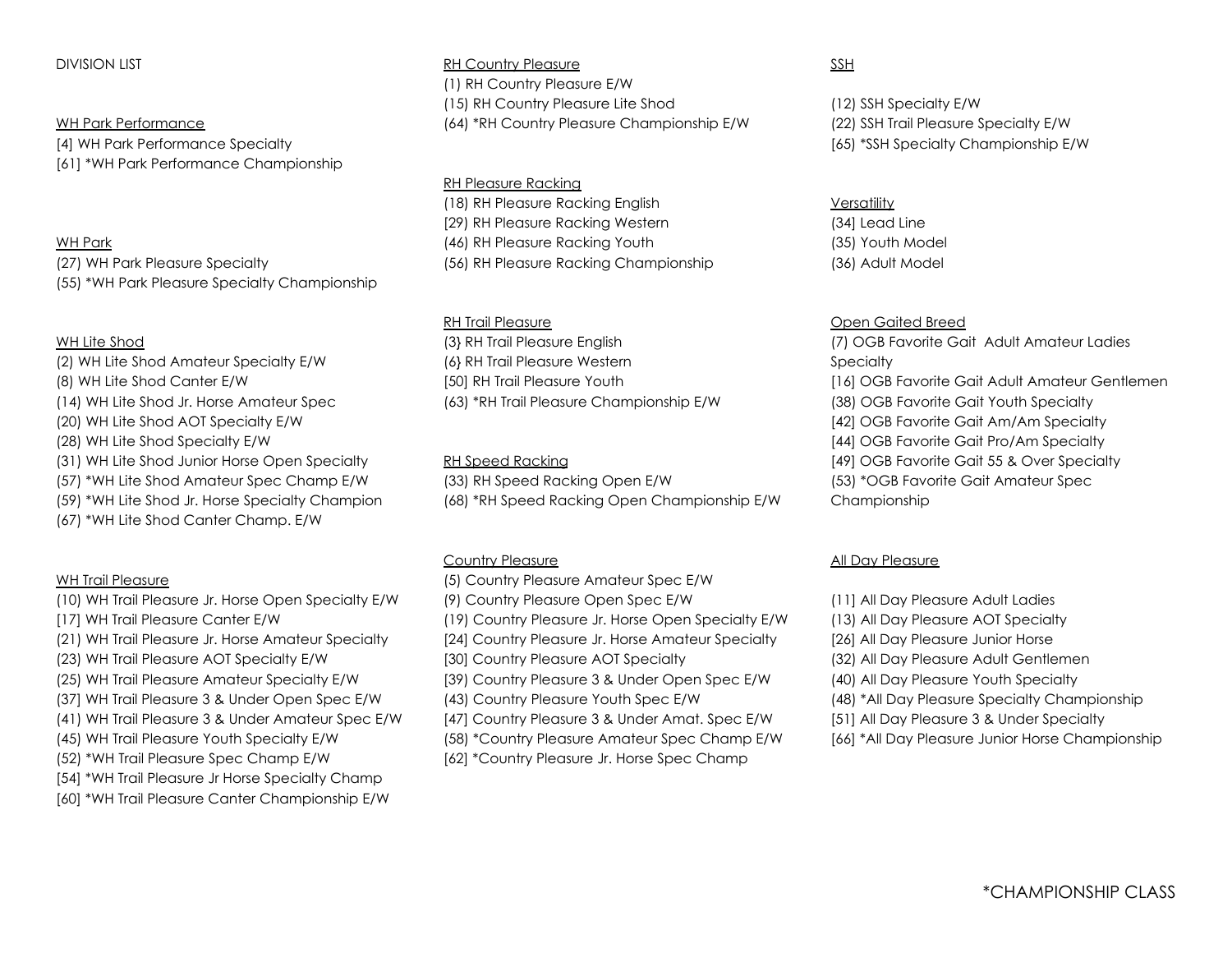DIVISION LIST

<u>WH Park Performance</u>

[4] WH Park Performance Specialty
[61] *WH Park Performance Championship

<u>WH Park</u>

(27) WH Park Pleasure Specialty
(55) *WH Park Pleasure Specialty Championship

<u>WH Lite Shod</u>

(2) WH Lite Shod Amateur Specialty E/W
(8) WH Lite Shod Canter E/W
(14) WH Lite Shod Jr. Horse Amateur Spec
(20) WH Lite Shod AOT Specialty E/W
(28) WH Lite Shod Specialty E/W
(31) WH Lite Shod Junior Horse Open Specialty
(57) *WH Lite Shod Amateur Spec Champ E/W
(59) *WH Lite Shod Jr. Horse Specialty Champion
(67) *WH Lite Shod Canter Champ. E/W

<u>WH Trail Pleasure</u>

(10) WH Trail Pleasure Jr. Horse Open Specialty E/W
[17] WH Trail Pleasure Canter E/W
(21) WH Trail Pleasure Jr. Horse Amateur Specialty
(23) WH Trail Pleasure AOT Specialty E/W
(25) WH Trail Pleasure Amateur Specialty E/W
(37) WH Trail Pleasure 3 & Under Open Spec E/W
(41) WH Trail Pleasure 3 & Under Amateur Spec E/W
(45) WH Trail Pleasure Youth Specialty E/W
(52) *WH Trail Pleasure Spec Champ E/W
[54] *WH Trail Pleasure Jr Horse Specialty Champ
[60] *WH Trail Pleasure Canter Championship E/W

<u>RH Country Pleasure</u>

(1) RH Country Pleasure E/W
(15) RH Country Pleasure Lite Shod
(64) *RH Country Pleasure Championship E/W

<u>RH Pleasure Racking</u>

(18) RH Pleasure Racking English
[29) RH Pleasure Racking Western
(46) RH Pleasure Racking Youth
(56) RH Pleasure Racking Championship

<u>RH Trail Pleasure</u>

(3} RH Trail Pleasure English
(6} RH Trail Pleasure Western
[50] RH Trail Pleasure Youth
(63) *RH Trail Pleasure Championship E/W

<u>RH Speed Racking</u>

(33) RH Speed Racking Open E/W
(68) *RH Speed Racking Open Championship E/W

<u>Country Pleasure</u>

(5) Country Pleasure Amateur Spec E/W
(9) Country Pleasure Open Spec E/W
(19) Country Pleasure Jr. Horse Open Specialty E/W
[24] Country Pleasure Jr. Horse Amateur Specialty
[30] Country Pleasure AOT Specialty
[39) Country Pleasure 3 & Under Open Spec E/W
(43) Country Pleasure Youth Spec E/W
[47] Country Pleasure 3 & Under Amat. Spec E/W
(58) *Country Pleasure Amateur Spec Champ E/W
[62] *Country Pleasure Jr. Horse Spec Champ

<u>SSH</u>

(12) SSH Specialty E/W
(22) SSH Trail Pleasure Specialty E/W
[65) *SSH Specialty Championship E/W

<u>Versatility</u>

(34] Lead Line
(35) Youth Model
(36) Adult Model

<u>Open Gaited Breed</u>

(7) OGB Favorite Gait Adult Amateur Ladies Specialty
[16] OGB Favorite Gait Adult Amateur Gentlemen
(38) OGB Favorite Gait Youth Specialty
[42] OGB Favorite Gait Am/Am Specialty
[44] OGB Favorite Gait Pro/Am Specialty
[49] OGB Favorite Gait 55 & Over Specialty
(53) *OGB Favorite Gait Amateur Spec Championship

<u>All Day Pleasure</u>

(11] All Day Pleasure Adult Ladies
(13) All Day Pleasure AOT Specialty
[26] All Day Pleasure Junior Horse
(32) All Day Pleasure Adult Gentlemen
(40) All Day Pleasure Youth Specialty
(48) *All Day Pleasure Specialty Championship
[51] All Day Pleasure 3 & Under Specialty
[66] *All Day Pleasure Junior Horse Championship

*CHAMPIONSHIP CLASS